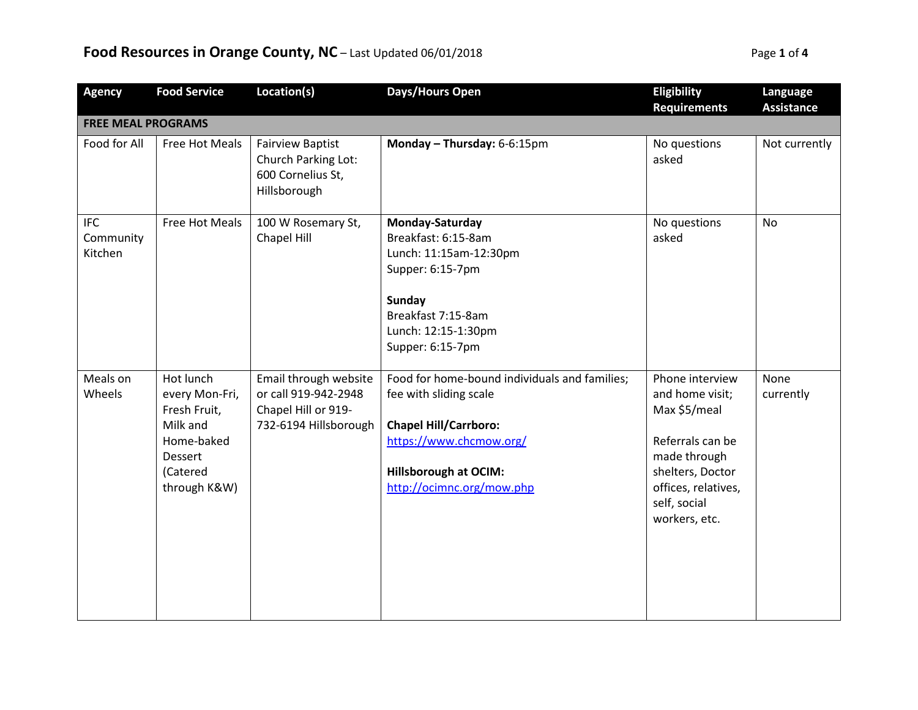# Food Resources in Orange County, NC – Last Updated 06/01/2018

| Agency | Food Service | Location(s) | Days/Hours Open | Eligibility Requirements | Language Assistance |
|---|---|---|---|---|---|
| **FREE MEAL PROGRAMS** | | | | | |
| Food for All | Free Hot Meals | Fairview Baptist Church Parking Lot: 600 Cornelius St, Hillsborough | **Monday – Thursday:** 6-6:15pm | No questions asked | Not currently |
| IFC Community Kitchen | Free Hot Meals | 100 W Rosemary St, Chapel Hill | **Monday-Saturday**<br>Breakfast: 6:15-8am<br>Lunch: 11:15am-12:30pm<br>Supper: 6:15-7pm<br><br>**Sunday**<br>Breakfast 7:15-8am<br>Lunch: 12:15-1:30pm<br>Supper: 6:15-7pm | No questions asked | No |
| Meals on Wheels | Hot lunch every Mon-Fri, Fresh Fruit, Milk and Home-baked Dessert (Catered through K&W) | Email through website or call 919-942-2948 Chapel Hill or 919-732-6194 Hillsborough | Food for home-bound individuals and families; fee with sliding scale<br><br>**Chapel Hill/Carrboro:**<br>https://www.chcmow.org/<br><br>**Hillsborough at OCIM:**<br>http://ocimnc.org/mow.php | Phone interview and home visit; Max $5/meal<br><br>Referrals can be made through shelters, Doctor offices, relatives, self, social workers, etc. | None currently |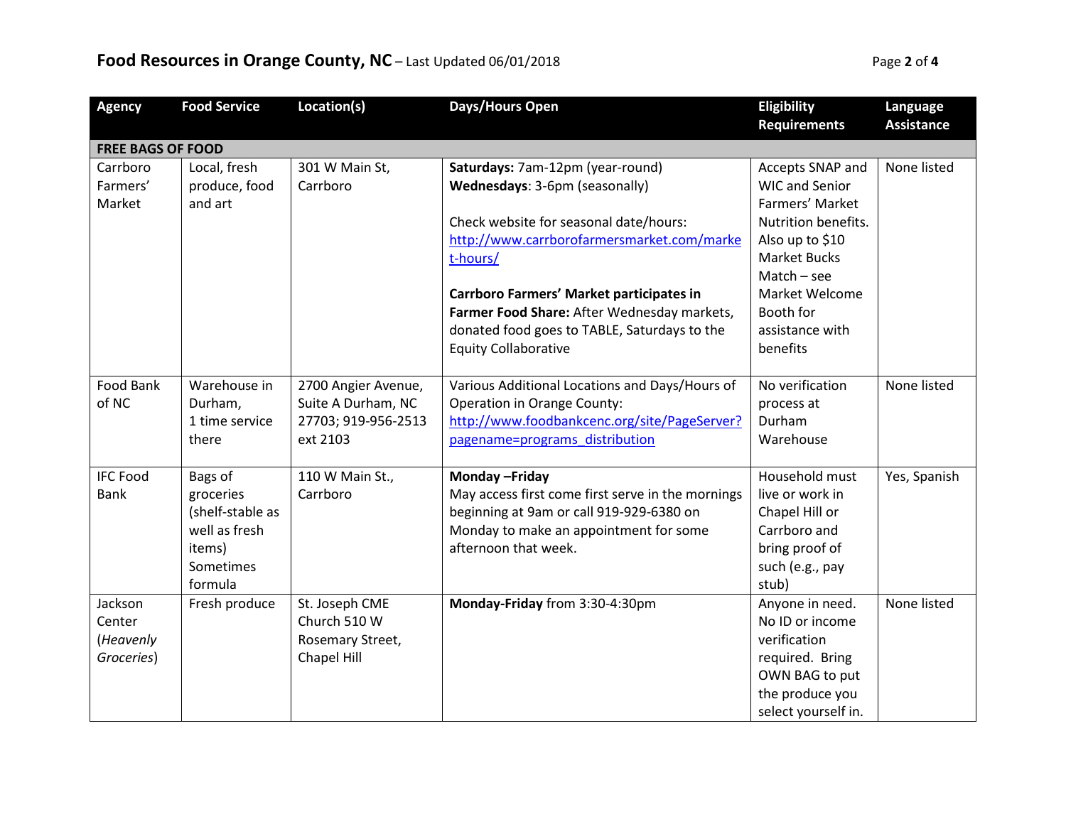# Food Resources in Orange County, NC – Last Updated 06/01/2018

| Agency | Food Service | Location(s) | Days/Hours Open | Eligibility Requirements | Language Assistance |
|---|---|---|---|---|---|
| **FREE BAGS OF FOOD** | | | | | |
| Carrboro Farmers' Market | Local, fresh produce, food and art | 301 W Main St, Carrboro | **Saturdays:** 7am-12pm (year-round) **Wednesdays**: 3-6pm (seasonally) Check website for seasonal date/hours: http://www.carrborofarmersmarket.com/market-hours/ **Carrboro Farmers' Market participates in Farmer Food Share:** After Wednesday markets, donated food goes to TABLE, Saturdays to the Equity Collaborative | Accepts SNAP and WIC and Senior Farmers' Market Nutrition benefits. Also up to $10 Market Bucks Match – see Market Welcome Booth for assistance with benefits | None listed |
| Food Bank of NC | Warehouse in Durham, 1 time service there | 2700 Angier Avenue, Suite A Durham, NC 27703; 919-956-2513 ext 2103 | Various Additional Locations and Days/Hours of Operation in Orange County: http://www.foodbankcenc.org/site/PageServer?pagename=programs_distribution | No verification process at Durham Warehouse | None listed |
| IFC Food Bank | Bags of groceries (shelf-stable as well as fresh items) Sometimes formula | 110 W Main St., Carrboro | **Monday –Friday** May access first come first serve in the mornings beginning at 9am or call 919-929-6380 on Monday to make an appointment for some afternoon that week. | Household must live or work in Chapel Hill or Carrboro and bring proof of such (e.g., pay stub) | Yes, Spanish |
| Jackson Center (*Heavenly Groceries*) | Fresh produce | St. Joseph CME Church 510 W Rosemary Street, Chapel Hill | **Monday-Friday** from 3:30-4:30pm | Anyone in need. No ID or income verification required. Bring OWN BAG to put the produce you select yourself in. | None listed |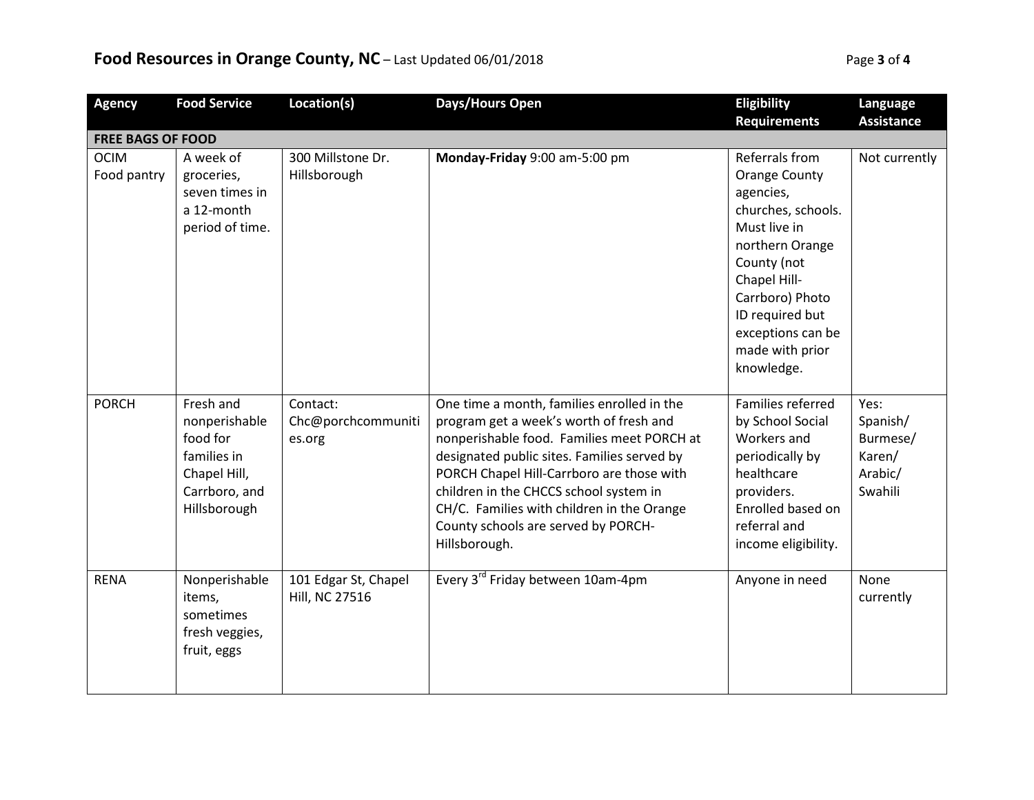| Agency | Food Service | Location(s) | Days/Hours Open | Eligibility Requirements | Language Assistance |
|---|---|---|---|---|---|
| **FREE BAGS OF FOOD** | | | | | |
| OCIM Food pantry | A week of groceries, seven times in a 12-month period of time. | 300 Millstone Dr. Hillsborough | **Monday-Friday** 9:00 am-5:00 pm | Referrals from Orange County agencies, churches, schools. Must live in northern Orange County (not Chapel Hill-Carrboro) Photo ID required but exceptions can be made with prior knowledge. | Not currently |
| PORCH | Fresh and nonperishable food for families in Chapel Hill, Carrboro, and Hillsborough | Contact: Chc@porchcommunities.org | One time a month, families enrolled in the program get a week's worth of fresh and nonperishable food. Families meet PORCH at designated public sites. Families served by PORCH Chapel Hill-Carrboro are those with children in the CHCCS school system in CH/C. Families with children in the Orange County schools are served by PORCH-Hillsborough. | Families referred by School Social Workers and periodically by healthcare providers. Enrolled based on referral and income eligibility. | Yes: Spanish/ Burmese/ Karen/ Arabic/ Swahili |
| RENA | Nonperishable items, sometimes fresh veggies, fruit, eggs | 101 Edgar St, Chapel Hill, NC 27516 | Every 3rd Friday between 10am-4pm | Anyone in need | None currently |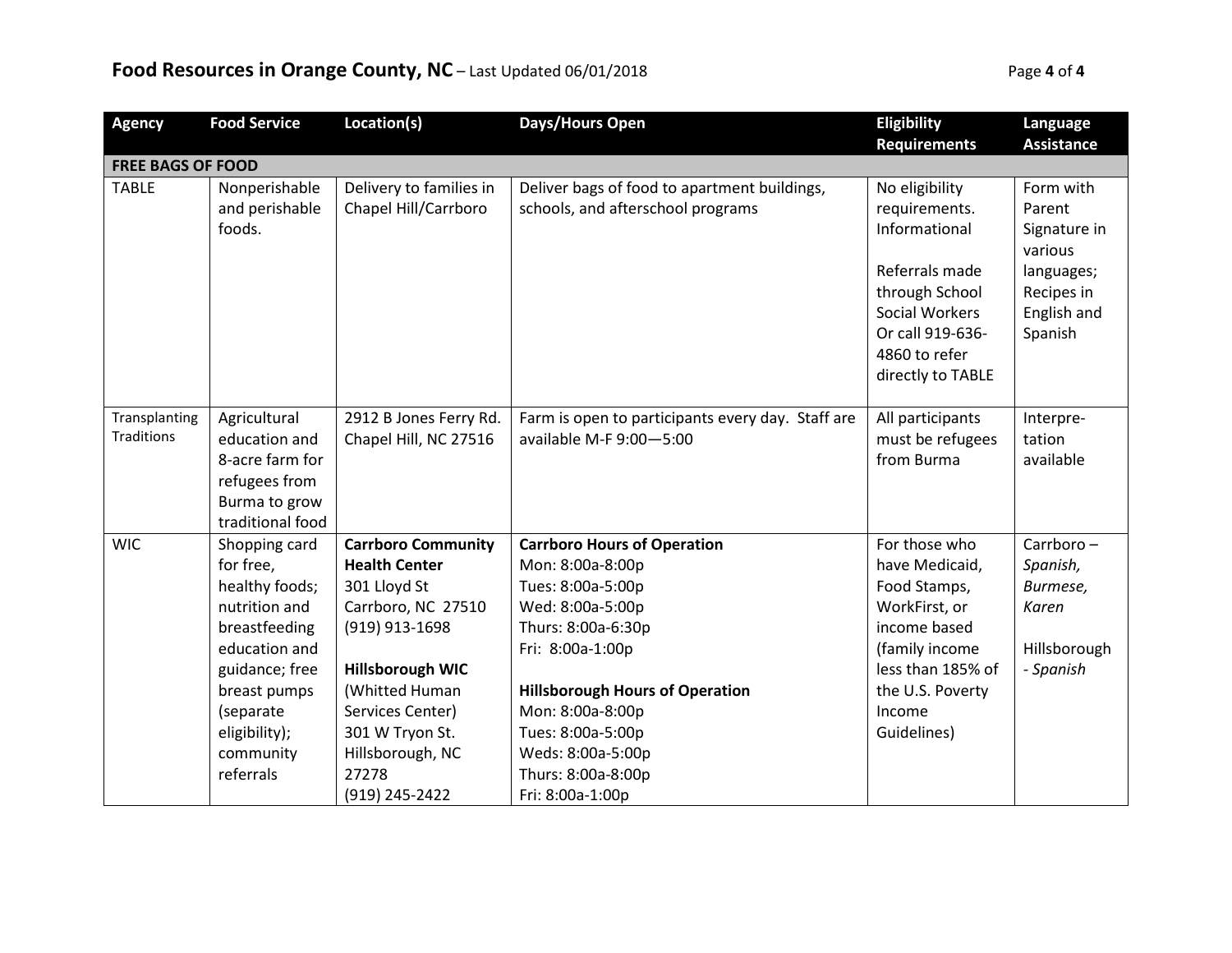## Food Resources in Orange County, NC – Last Updated 06/01/2018

| Agency | Food Service | Location(s) | Days/Hours Open | Eligibility Requirements | Language Assistance |
|---|---|---|---|---|---|
| **FREE BAGS OF FOOD** | | | | | |
| TABLE | Nonperishable and perishable foods. | Delivery to families in Chapel Hill/Carrboro | Deliver bags of food to apartment buildings, schools, and afterschool programs | No eligibility requirements. Informational<br><br>Referrals made through School Social Workers Or call 919-636-4860 to refer directly to TABLE | Form with Parent Signature in various languages; Recipes in English and Spanish |
| Transplanting Traditions | Agricultural education and 8-acre farm for refugees from Burma to grow traditional food | 2912 B Jones Ferry Rd. Chapel Hill, NC 27516 | Farm is open to participants every day. Staff are available M-F 9:00—5:00 | All participants must be refugees from Burma | Interpre-tation available |
| WIC | Shopping card for free, healthy foods; nutrition and breastfeeding education and guidance; free breast pumps (separate eligibility); community referrals | **Carrboro Community Health Center**<br>301 Lloyd St<br>Carrboro, NC 27510<br>(919) 913-1698<br><br>**Hillsborough WIC**<br>(Whitted Human Services Center)<br>301 W Tryon St.<br>Hillsborough, NC 27278<br>(919) 245-2422 | **Carrboro Hours of Operation**<br>Mon: 8:00a-8:00p<br>Tues: 8:00a-5:00p<br>Wed: 8:00a-5:00p<br>Thurs: 8:00a-6:30p<br>Fri: 8:00a-1:00p<br><br>**Hillsborough Hours of Operation**<br>Mon: 8:00a-8:00p<br>Tues: 8:00a-5:00p<br>Weds: 8:00a-5:00p<br>Thurs: 8:00a-8:00p<br>Fri: 8:00a-1:00p | For those who have Medicaid, Food Stamps, WorkFirst, or income based (family income less than 185% of the U.S. Poverty Income Guidelines) | Carrboro – *Spanish, Burmese, Karen*<br><br>Hillsborough - *Spanish* |